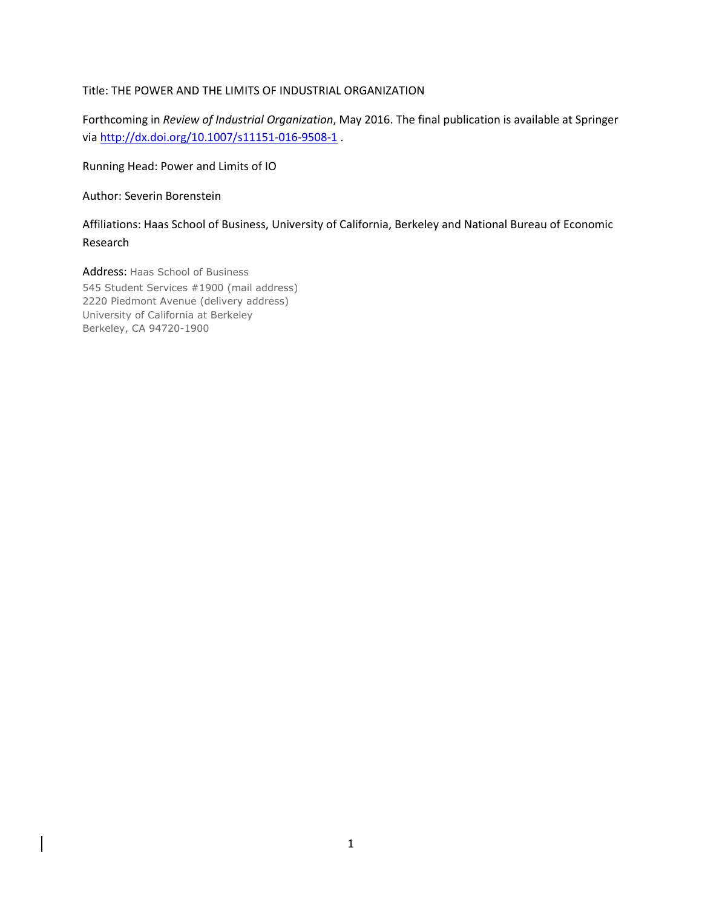Title: THE POWER AND THE LIMITS OF INDUSTRIAL ORGANIZATION

Forthcoming in *Review of Industrial Organization*, May 2016. The final publication is available at Springer via http://dx.doi.org/10.1007/s11151-016-9508-1 .

Running Head: Power and Limits of IO

Author: Severin Borenstein

Affiliations: Haas School of Business, University of California, Berkeley and National Bureau of Economic Research

Address: Haas School of Business
545 Student Services #1900 (mail address)
2220 Piedmont Avenue (delivery address)
University of California at Berkeley
Berkeley, CA 94720-1900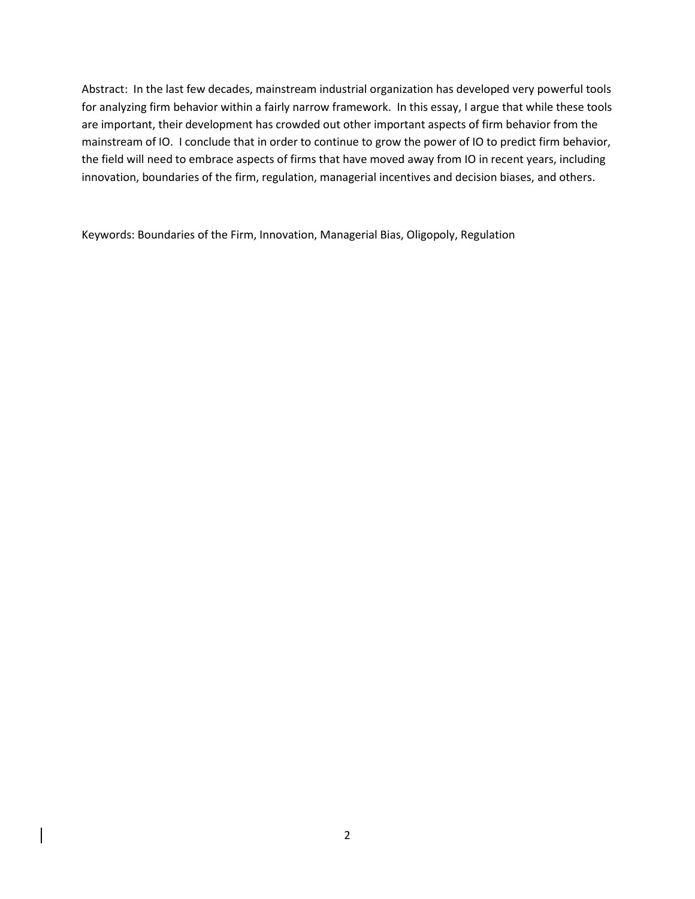Abstract: In the last few decades, mainstream industrial organization has developed very powerful tools for analyzing firm behavior within a fairly narrow framework. In this essay, I argue that while these tools are important, their development has crowded out other important aspects of firm behavior from the mainstream of IO. I conclude that in order to continue to grow the power of IO to predict firm behavior, the field will need to embrace aspects of firms that have moved away from IO in recent years, including innovation, boundaries of the firm, regulation, managerial incentives and decision biases, and others.

Keywords: Boundaries of the Firm, Innovation, Managerial Bias, Oligopoly, Regulation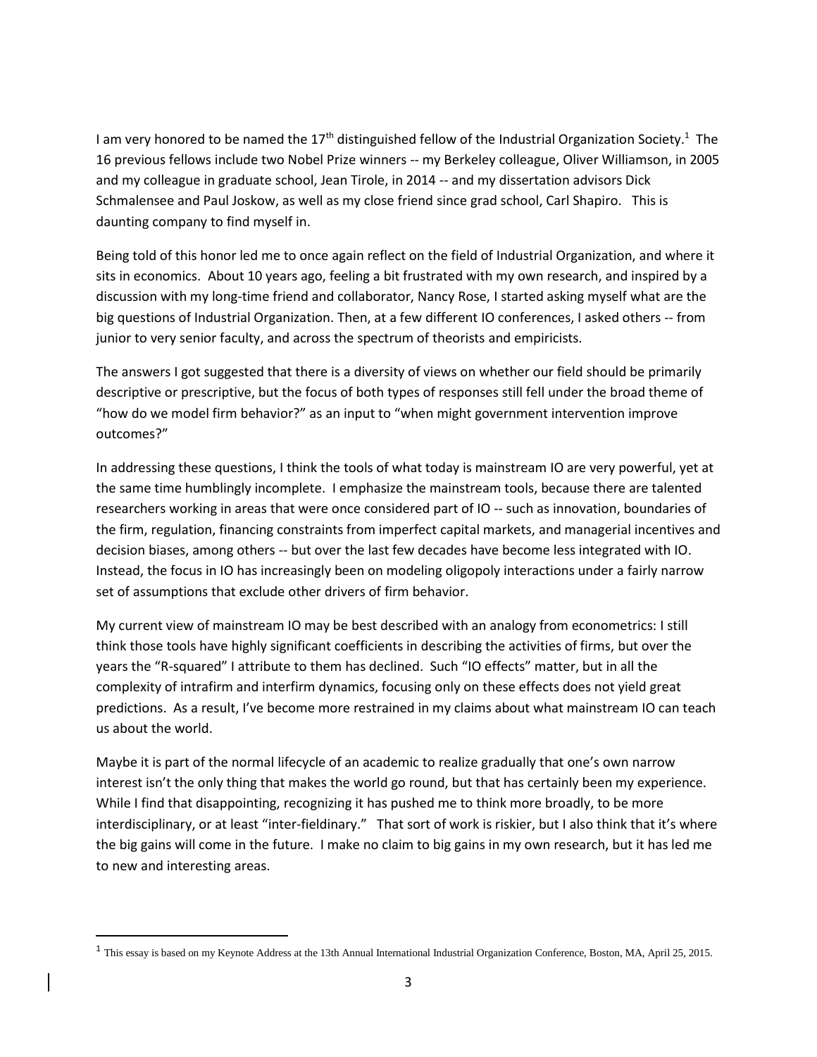I am very honored to be named the 17th distinguished fellow of the Industrial Organization Society.[1] The 16 previous fellows include two Nobel Prize winners -- my Berkeley colleague, Oliver Williamson, in 2005 and my colleague in graduate school, Jean Tirole, in 2014 -- and my dissertation advisors Dick Schmalensee and Paul Joskow, as well as my close friend since grad school, Carl Shapiro. This is daunting company to find myself in.

Being told of this honor led me to once again reflect on the field of Industrial Organization, and where it sits in economics. About 10 years ago, feeling a bit frustrated with my own research, and inspired by a discussion with my long-time friend and collaborator, Nancy Rose, I started asking myself what are the big questions of Industrial Organization. Then, at a few different IO conferences, I asked others -- from junior to very senior faculty, and across the spectrum of theorists and empiricists.

The answers I got suggested that there is a diversity of views on whether our field should be primarily descriptive or prescriptive, but the focus of both types of responses still fell under the broad theme of "how do we model firm behavior?" as an input to "when might government intervention improve outcomes?"

In addressing these questions, I think the tools of what today is mainstream IO are very powerful, yet at the same time humblingly incomplete. I emphasize the mainstream tools, because there are talented researchers working in areas that were once considered part of IO -- such as innovation, boundaries of the firm, regulation, financing constraints from imperfect capital markets, and managerial incentives and decision biases, among others -- but over the last few decades have become less integrated with IO. Instead, the focus in IO has increasingly been on modeling oligopoly interactions under a fairly narrow set of assumptions that exclude other drivers of firm behavior.

My current view of mainstream IO may be best described with an analogy from econometrics: I still think those tools have highly significant coefficients in describing the activities of firms, but over the years the "R-squared" I attribute to them has declined. Such "IO effects" matter, but in all the complexity of intrafirm and interfirm dynamics, focusing only on these effects does not yield great predictions. As a result, I've become more restrained in my claims about what mainstream IO can teach us about the world.

Maybe it is part of the normal lifecycle of an academic to realize gradually that one's own narrow interest isn't the only thing that makes the world go round, but that has certainly been my experience. While I find that disappointing, recognizing it has pushed me to think more broadly, to be more interdisciplinary, or at least "inter-fieldinary." That sort of work is riskier, but I also think that it's where the big gains will come in the future. I make no claim to big gains in my own research, but it has led me to new and interesting areas.

---

[1] This essay is based on my Keynote Address at the 13th Annual International Industrial Organization Conference, Boston, MA, April 25, 2015.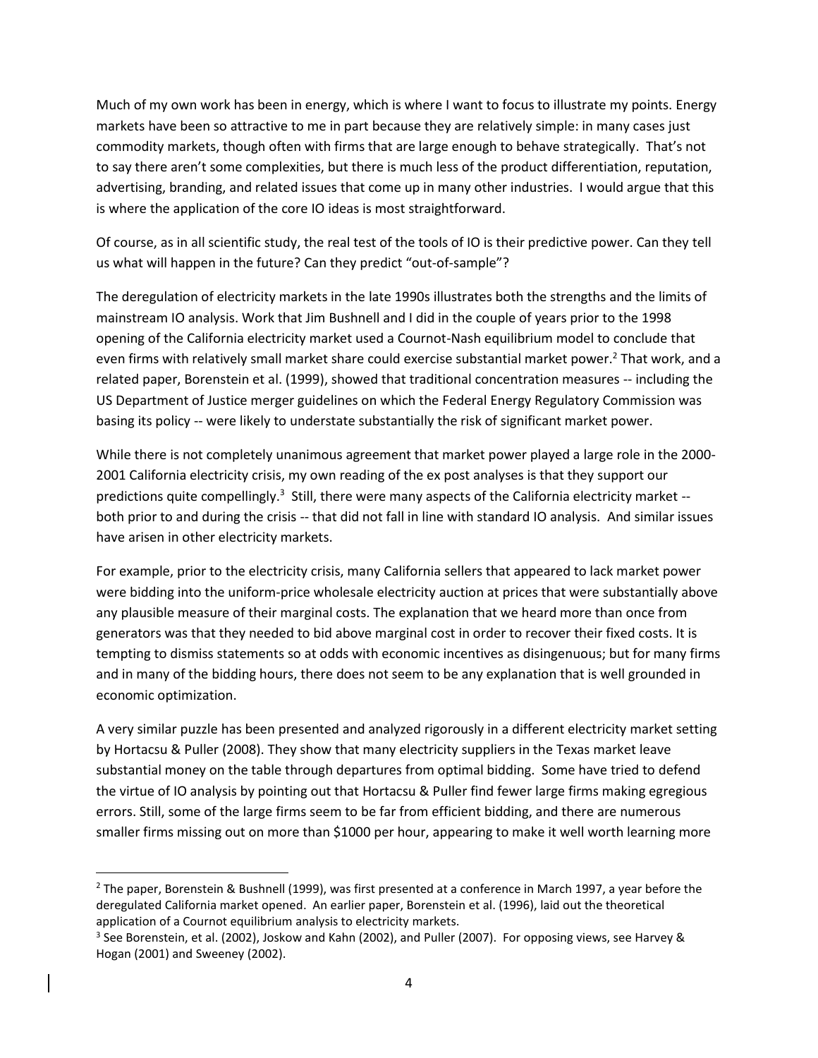Much of my own work has been in energy, which is where I want to focus to illustrate my points. Energy markets have been so attractive to me in part because they are relatively simple: in many cases just commodity markets, though often with firms that are large enough to behave strategically. That's not to say there aren't some complexities, but there is much less of the product differentiation, reputation, advertising, branding, and related issues that come up in many other industries. I would argue that this is where the application of the core IO ideas is most straightforward.

Of course, as in all scientific study, the real test of the tools of IO is their predictive power. Can they tell us what will happen in the future? Can they predict "out-of-sample"?

The deregulation of electricity markets in the late 1990s illustrates both the strengths and the limits of mainstream IO analysis. Work that Jim Bushnell and I did in the couple of years prior to the 1998 opening of the California electricity market used a Cournot-Nash equilibrium model to conclude that even firms with relatively small market share could exercise substantial market power.[2] That work, and a related paper, Borenstein et al. (1999), showed that traditional concentration measures -- including the US Department of Justice merger guidelines on which the Federal Energy Regulatory Commission was basing its policy -- were likely to understate substantially the risk of significant market power.

While there is not completely unanimous agreement that market power played a large role in the 2000-2001 California electricity crisis, my own reading of the ex post analyses is that they support our predictions quite compellingly.[3] Still, there were many aspects of the California electricity market -- both prior to and during the crisis -- that did not fall in line with standard IO analysis. And similar issues have arisen in other electricity markets.

For example, prior to the electricity crisis, many California sellers that appeared to lack market power were bidding into the uniform-price wholesale electricity auction at prices that were substantially above any plausible measure of their marginal costs. The explanation that we heard more than once from generators was that they needed to bid above marginal cost in order to recover their fixed costs. It is tempting to dismiss statements so at odds with economic incentives as disingenuous; but for many firms and in many of the bidding hours, there does not seem to be any explanation that is well grounded in economic optimization.

A very similar puzzle has been presented and analyzed rigorously in a different electricity market setting by Hortacsu & Puller (2008). They show that many electricity suppliers in the Texas market leave substantial money on the table through departures from optimal bidding. Some have tried to defend the virtue of IO analysis by pointing out that Hortacsu & Puller find fewer large firms making egregious errors. Still, some of the large firms seem to be far from efficient bidding, and there are numerous smaller firms missing out on more than $1000 per hour, appearing to make it well worth learning more

---

[2] The paper, Borenstein & Bushnell (1999), was first presented at a conference in March 1997, a year before the deregulated California market opened. An earlier paper, Borenstein et al. (1996), laid out the theoretical application of a Cournot equilibrium analysis to electricity markets.

[3] See Borenstein, et al. (2002), Joskow and Kahn (2002), and Puller (2007). For opposing views, see Harvey & Hogan (2001) and Sweeney (2002).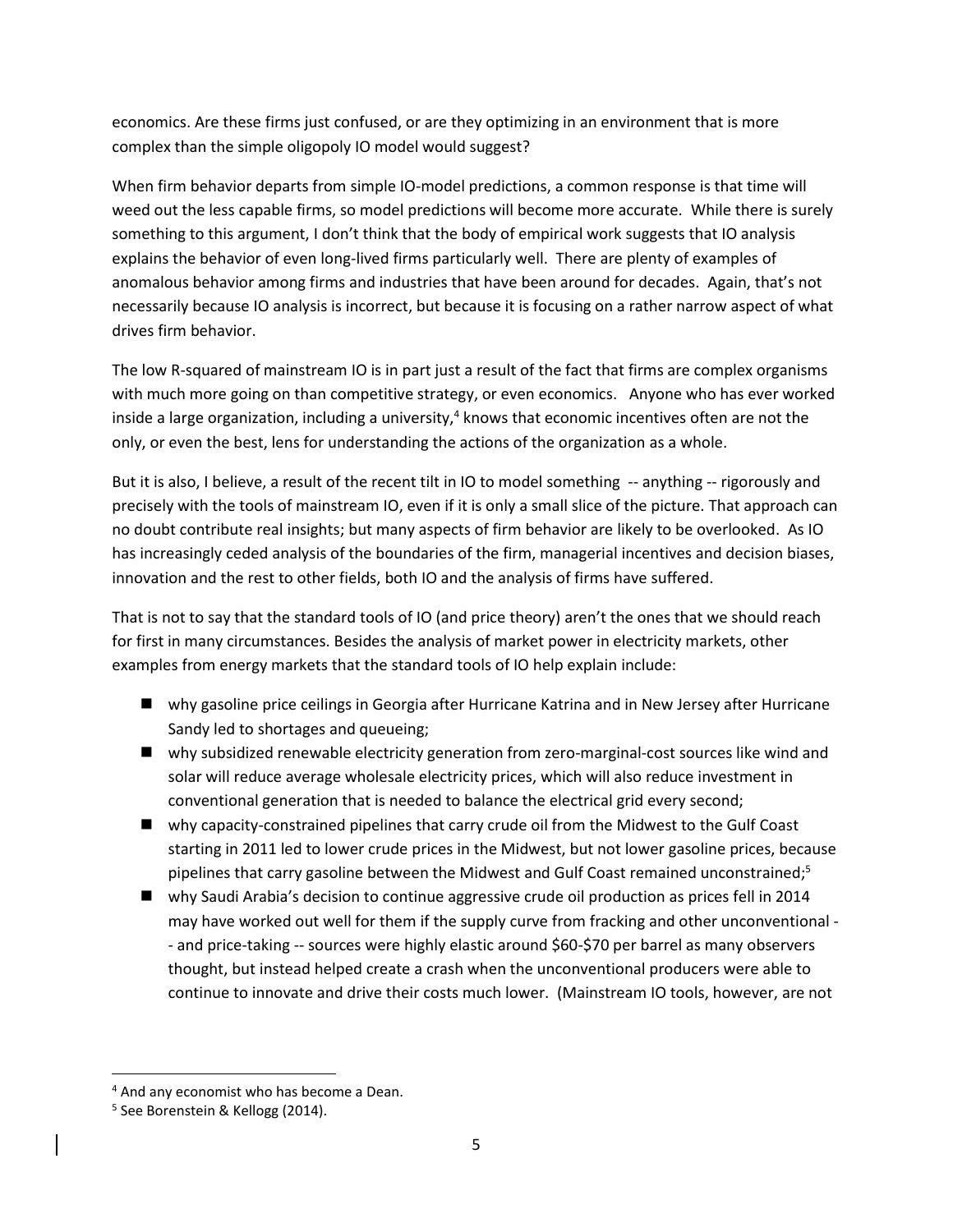economics. Are these firms just confused, or are they optimizing in an environment that is more complex than the simple oligopoly IO model would suggest?

When firm behavior departs from simple IO-model predictions, a common response is that time will weed out the less capable firms, so model predictions will become more accurate. While there is surely something to this argument, I don't think that the body of empirical work suggests that IO analysis explains the behavior of even long-lived firms particularly well. There are plenty of examples of anomalous behavior among firms and industries that have been around for decades. Again, that's not necessarily because IO analysis is incorrect, but because it is focusing on a rather narrow aspect of what drives firm behavior.

The low R-squared of mainstream IO is in part just a result of the fact that firms are complex organisms with much more going on than competitive strategy, or even economics. Anyone who has ever worked inside a large organization, including a university,[4] knows that economic incentives often are not the only, or even the best, lens for understanding the actions of the organization as a whole.

But it is also, I believe, a result of the recent tilt in IO to model something -- anything -- rigorously and precisely with the tools of mainstream IO, even if it is only a small slice of the picture. That approach can no doubt contribute real insights; but many aspects of firm behavior are likely to be overlooked. As IO has increasingly ceded analysis of the boundaries of the firm, managerial incentives and decision biases, innovation and the rest to other fields, both IO and the analysis of firms have suffered.

That is not to say that the standard tools of IO (and price theory) aren't the ones that we should reach for first in many circumstances. Besides the analysis of market power in electricity markets, other examples from energy markets that the standard tools of IO help explain include:

- why gasoline price ceilings in Georgia after Hurricane Katrina and in New Jersey after Hurricane Sandy led to shortages and queueing;
- why subsidized renewable electricity generation from zero-marginal-cost sources like wind and solar will reduce average wholesale electricity prices, which will also reduce investment in conventional generation that is needed to balance the electrical grid every second;
- why capacity-constrained pipelines that carry crude oil from the Midwest to the Gulf Coast starting in 2011 led to lower crude prices in the Midwest, but not lower gasoline prices, because pipelines that carry gasoline between the Midwest and Gulf Coast remained unconstrained;[5]
- why Saudi Arabia's decision to continue aggressive crude oil production as prices fell in 2014 may have worked out well for them if the supply curve from fracking and other unconventional -- and price-taking -- sources were highly elastic around \$60-\$70 per barrel as many observers thought, but instead helped create a crash when the unconventional producers were able to continue to innovate and drive their costs much lower. (Mainstream IO tools, however, are not

---

[4] And any economist who has become a Dean.

[5] See Borenstein & Kellogg (2014).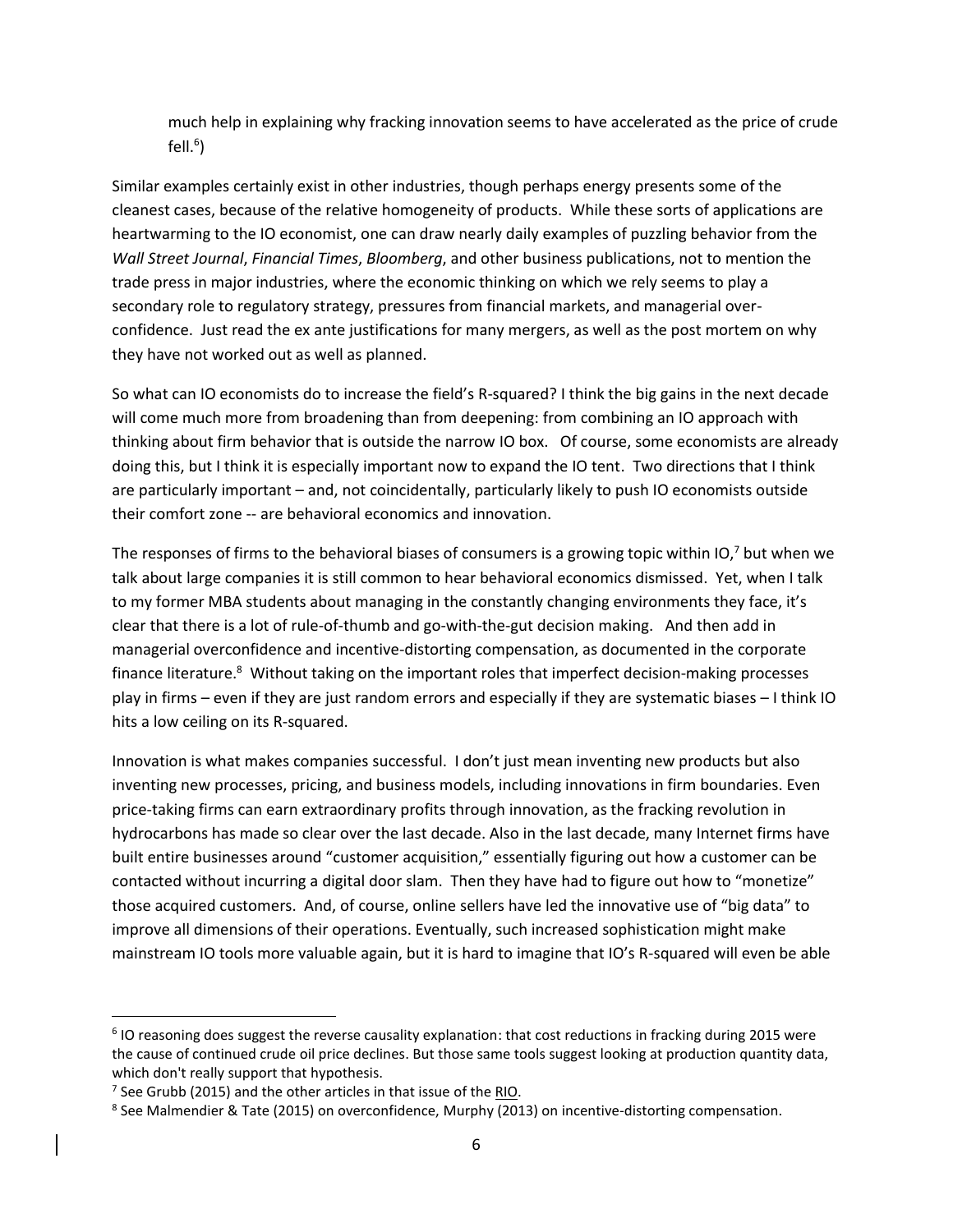much help in explaining why fracking innovation seems to have accelerated as the price of crude fell.[6])

Similar examples certainly exist in other industries, though perhaps energy presents some of the cleanest cases, because of the relative homogeneity of products. While these sorts of applications are heartwarming to the IO economist, one can draw nearly daily examples of puzzling behavior from the *Wall Street Journal*, *Financial Times*, *Bloomberg*, and other business publications, not to mention the trade press in major industries, where the economic thinking on which we rely seems to play a secondary role to regulatory strategy, pressures from financial markets, and managerial over-confidence. Just read the ex ante justifications for many mergers, as well as the post mortem on why they have not worked out as well as planned.

So what can IO economists do to increase the field's R-squared? I think the big gains in the next decade will come much more from broadening than from deepening: from combining an IO approach with thinking about firm behavior that is outside the narrow IO box. Of course, some economists are already doing this, but I think it is especially important now to expand the IO tent. Two directions that I think are particularly important – and, not coincidentally, particularly likely to push IO economists outside their comfort zone -- are behavioral economics and innovation.

The responses of firms to the behavioral biases of consumers is a growing topic within IO,[7] but when we talk about large companies it is still common to hear behavioral economics dismissed. Yet, when I talk to my former MBA students about managing in the constantly changing environments they face, it's clear that there is a lot of rule-of-thumb and go-with-the-gut decision making. And then add in managerial overconfidence and incentive-distorting compensation, as documented in the corporate finance literature.[8] Without taking on the important roles that imperfect decision-making processes play in firms – even if they are just random errors and especially if they are systematic biases – I think IO hits a low ceiling on its R-squared.

Innovation is what makes companies successful. I don't just mean inventing new products but also inventing new processes, pricing, and business models, including innovations in firm boundaries. Even price-taking firms can earn extraordinary profits through innovation, as the fracking revolution in hydrocarbons has made so clear over the last decade. Also in the last decade, many Internet firms have built entire businesses around "customer acquisition," essentially figuring out how a customer can be contacted without incurring a digital door slam. Then they have had to figure out how to "monetize" those acquired customers. And, of course, online sellers have led the innovative use of "big data" to improve all dimensions of their operations. Eventually, such increased sophistication might make mainstream IO tools more valuable again, but it is hard to imagine that IO's R-squared will even be able

[6] IO reasoning does suggest the reverse causality explanation: that cost reductions in fracking during 2015 were the cause of continued crude oil price declines. But those same tools suggest looking at production quantity data, which don't really support that hypothesis.

[7] See Grubb (2015) and the other articles in that issue of the RIO.

[8] See Malmendier & Tate (2015) on overconfidence, Murphy (2013) on incentive-distorting compensation.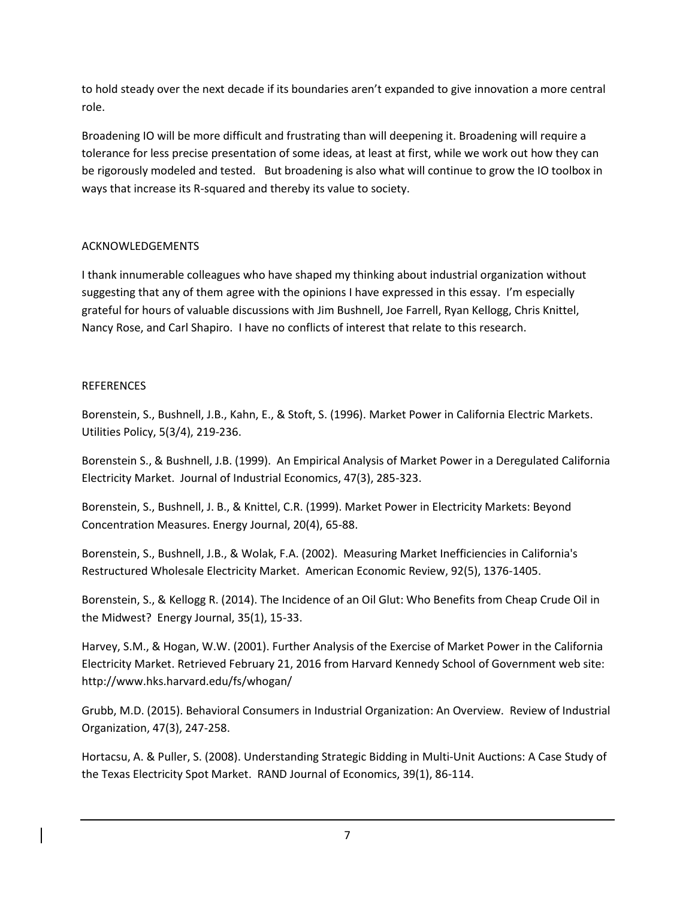to hold steady over the next decade if its boundaries aren't expanded to give innovation a more central role.

Broadening IO will be more difficult and frustrating than will deepening it. Broadening will require a tolerance for less precise presentation of some ideas, at least at first, while we work out how they can be rigorously modeled and tested. But broadening is also what will continue to grow the IO toolbox in ways that increase its R-squared and thereby its value to society.

## ACKNOWLEDGEMENTS

I thank innumerable colleagues who have shaped my thinking about industrial organization without suggesting that any of them agree with the opinions I have expressed in this essay. I'm especially grateful for hours of valuable discussions with Jim Bushnell, Joe Farrell, Ryan Kellogg, Chris Knittel, Nancy Rose, and Carl Shapiro. I have no conflicts of interest that relate to this research.

## REFERENCES

Borenstein, S., Bushnell, J.B., Kahn, E., & Stoft, S. (1996). Market Power in California Electric Markets. Utilities Policy, 5(3/4), 219-236.

Borenstein S., & Bushnell, J.B. (1999). An Empirical Analysis of Market Power in a Deregulated California Electricity Market. Journal of Industrial Economics, 47(3), 285-323.

Borenstein, S., Bushnell, J. B., & Knittel, C.R. (1999). Market Power in Electricity Markets: Beyond Concentration Measures. Energy Journal, 20(4), 65-88.

Borenstein, S., Bushnell, J.B., & Wolak, F.A. (2002). Measuring Market Inefficiencies in California's Restructured Wholesale Electricity Market. American Economic Review, 92(5), 1376-1405.

Borenstein, S., & Kellogg R. (2014). The Incidence of an Oil Glut: Who Benefits from Cheap Crude Oil in the Midwest? Energy Journal, 35(1), 15-33.

Harvey, S.M., & Hogan, W.W. (2001). Further Analysis of the Exercise of Market Power in the California Electricity Market. Retrieved February 21, 2016 from Harvard Kennedy School of Government web site: http://www.hks.harvard.edu/fs/whogan/

Grubb, M.D. (2015). Behavioral Consumers in Industrial Organization: An Overview. Review of Industrial Organization, 47(3), 247-258.

Hortacsu, A. & Puller, S. (2008). Understanding Strategic Bidding in Multi-Unit Auctions: A Case Study of the Texas Electricity Spot Market. RAND Journal of Economics, 39(1), 86-114.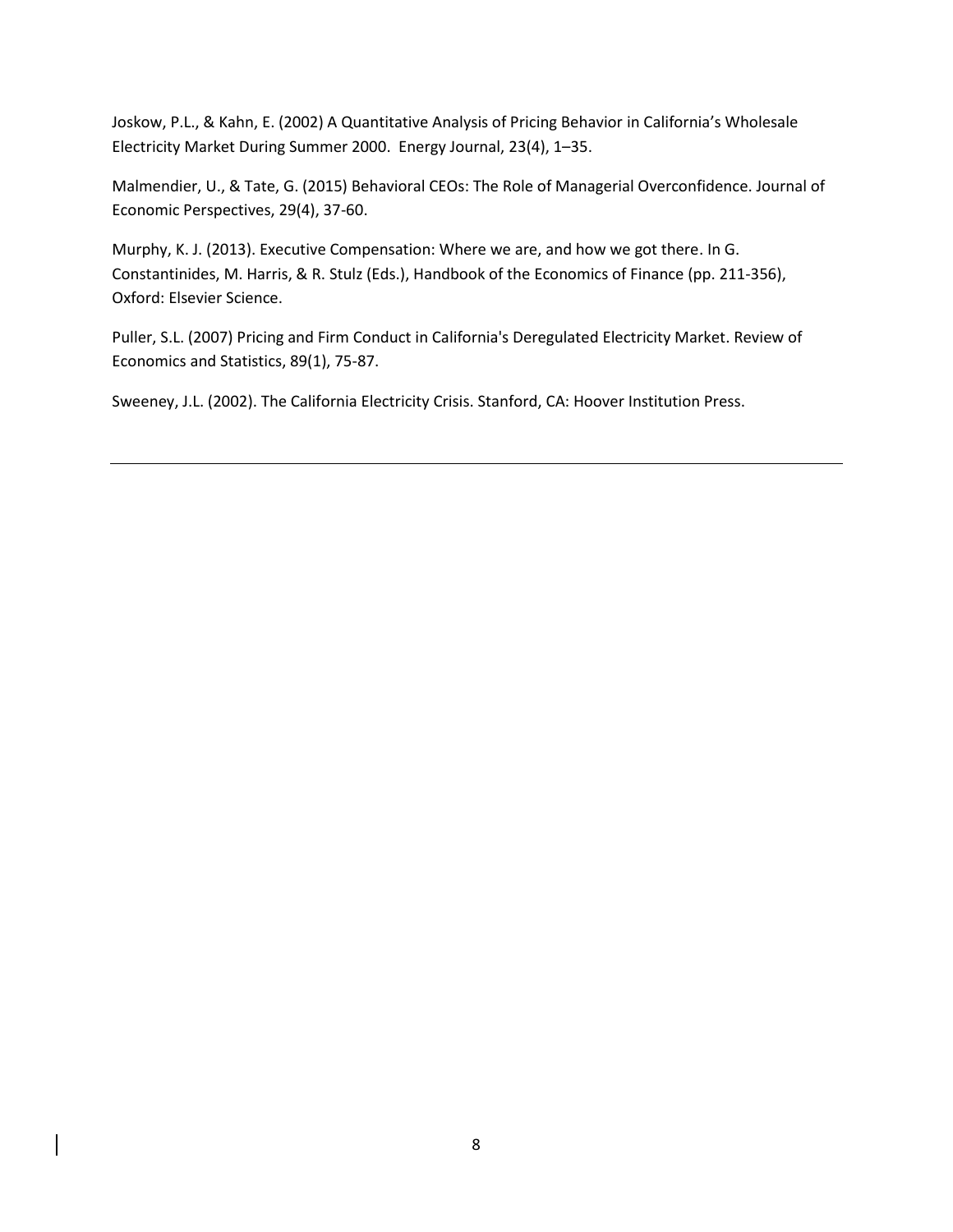Joskow, P.L., & Kahn, E. (2002) A Quantitative Analysis of Pricing Behavior in California's Wholesale Electricity Market During Summer 2000. Energy Journal, 23(4), 1–35.

Malmendier, U., & Tate, G. (2015) Behavioral CEOs: The Role of Managerial Overconfidence. Journal of Economic Perspectives, 29(4), 37-60.

Murphy, K. J. (2013). Executive Compensation: Where we are, and how we got there. In G. Constantinides, M. Harris, & R. Stulz (Eds.), Handbook of the Economics of Finance (pp. 211-356), Oxford: Elsevier Science.

Puller, S.L. (2007) Pricing and Firm Conduct in California's Deregulated Electricity Market. Review of Economics and Statistics, 89(1), 75-87.

Sweeney, J.L. (2002). The California Electricity Crisis. Stanford, CA: Hoover Institution Press.

---